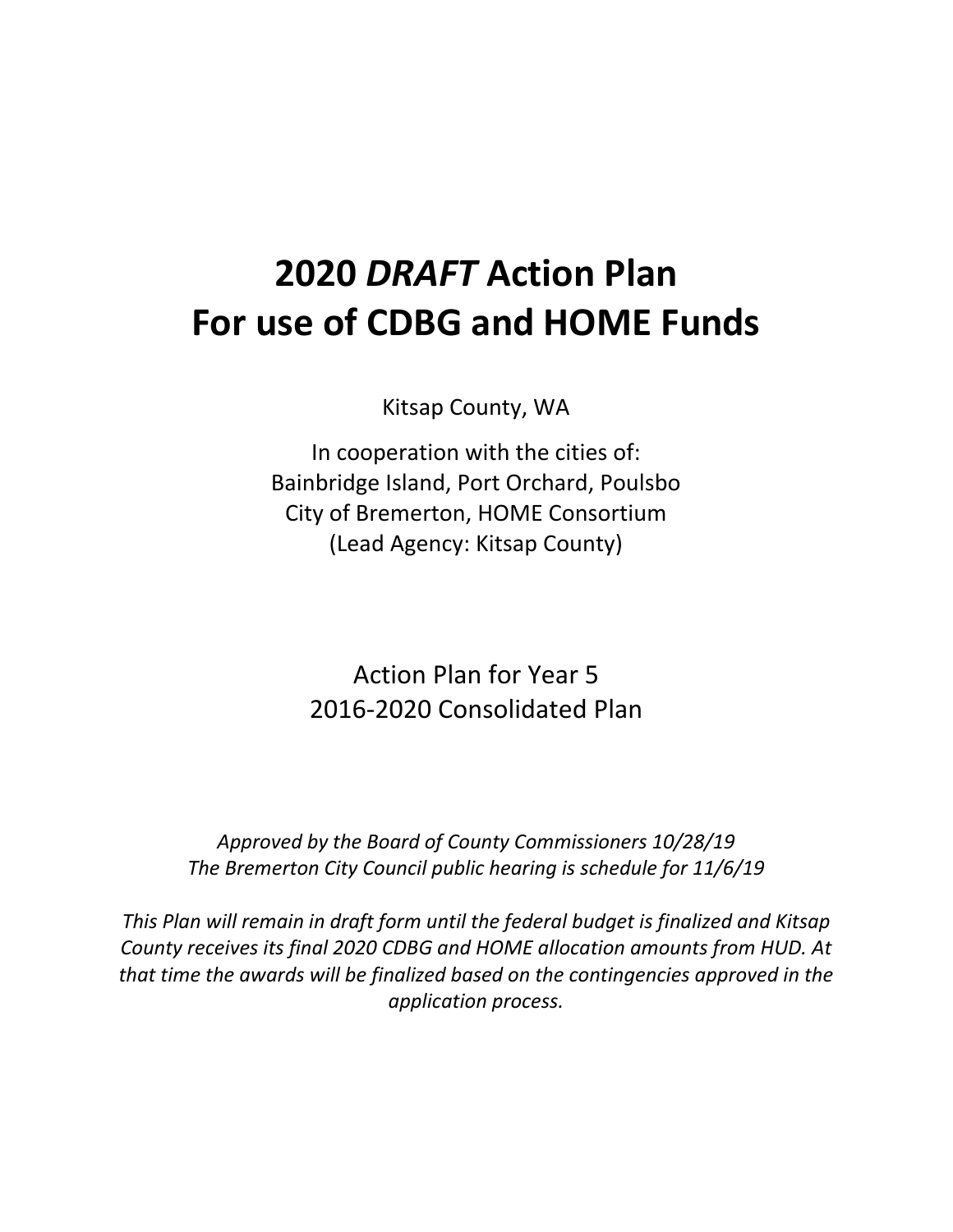# 2020 *DRAFT* Action Plan For use of CDBG and HOME Funds

Kitsap County, WA

In cooperation with the cities of:
Bainbridge Island, Port Orchard, Poulsbo
City of Bremerton, HOME Consortium
(Lead Agency: Kitsap County)

Action Plan for Year 5
2016-2020 Consolidated Plan

*Approved by the Board of County Commissioners 10/28/19*
*The Bremerton City Council public hearing is schedule for 11/6/19*

*This Plan will remain in draft form until the federal budget is finalized and Kitsap County receives its final 2020 CDBG and HOME allocation amounts from HUD. At that time the awards will be finalized based on the contingencies approved in the application process.*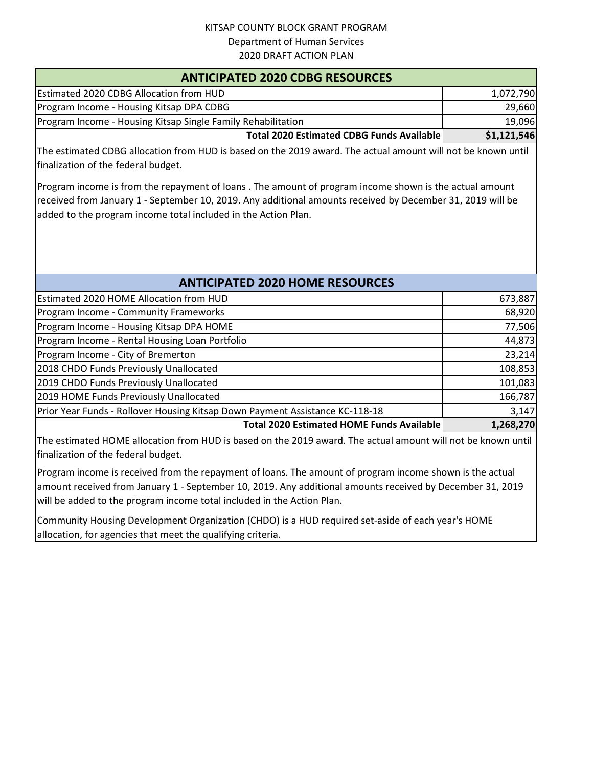KITSAP COUNTY BLOCK GRANT PROGRAM

Department of Human Services

2020 DRAFT ACTION PLAN

## ANTICIPATED 2020 CDBG RESOURCES

| | |
|---|---|
| Estimated 2020 CDBG Allocation from HUD | 1,072,790 |
| Program Income - Housing Kitsap DPA CDBG | 29,660 |
| Program Income - Housing Kitsap Single Family Rehabilitation | 19,096 |
| **Total 2020 Estimated CDBG Funds Available** | **$1,121,546** |

The estimated CDBG allocation from HUD is based on the 2019 award. The actual amount will not be known until finalization of the federal budget.

Program income is from the repayment of loans . The amount of program income shown is the actual amount received from January 1 - September 10, 2019. Any additional amounts received by December 31, 2019 will be added to the program income total included in the Action Plan.

## ANTICIPATED 2020 HOME RESOURCES

| | |
|---|---|
| Estimated 2020 HOME Allocation from HUD | 673,887 |
| Program Income - Community Frameworks | 68,920 |
| Program Income - Housing Kitsap DPA HOME | 77,506 |
| Program Income - Rental Housing Loan Portfolio | 44,873 |
| Program Income - City of Bremerton | 23,214 |
| 2018 CHDO Funds Previously Unallocated | 108,853 |
| 2019 CHDO Funds Previously Unallocated | 101,083 |
| 2019 HOME Funds Previously Unallocated | 166,787 |
| Prior Year Funds - Rollover Housing Kitsap Down Payment Assistance KC-118-18 | 3,147 |
| **Total 2020 Estimated HOME Funds Available** | **1,268,270** |

The estimated HOME allocation from HUD is based on the 2019 award. The actual amount will not be known until finalization of the federal budget.

Program income is received from the repayment of loans. The amount of program income shown is the actual amount received from January 1 - September 10, 2019. Any additional amounts received by December 31, 2019 will be added to the program income total included in the Action Plan.

Community Housing Development Organization (CHDO) is a HUD required set-aside of each year's HOME allocation, for agencies that meet the qualifying criteria.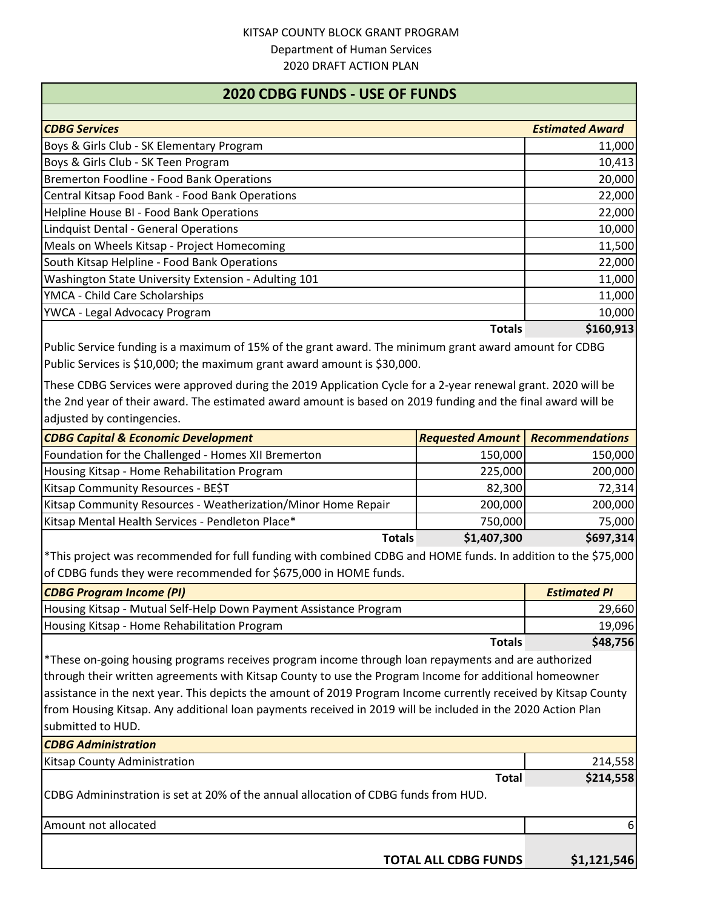KITSAP COUNTY BLOCK GRANT PROGRAM

Department of Human Services

2020 DRAFT ACTION PLAN

## 2020 CDBG FUNDS - USE OF FUNDS

| ***CDBG Services*** | ***Estimated Award*** |
|---|---|
| Boys & Girls Club - SK Elementary Program | 11,000 |
| Boys & Girls Club - SK Teen Program | 10,413 |
| Bremerton Foodline - Food Bank Operations | 20,000 |
| Central Kitsap Food Bank - Food Bank Operations | 22,000 |
| Helpline House BI - Food Bank Operations | 22,000 |
| Lindquist Dental - General Operations | 10,000 |
| Meals on Wheels Kitsap - Project Homecoming | 11,500 |
| South Kitsap Helpline - Food Bank Operations | 22,000 |
| Washington State University Extension - Adulting 101 | 11,000 |
| YMCA - Child Care Scholarships | 11,000 |
| YWCA - Legal Advocacy Program | 10,000 |
| **Totals** | **$160,913** |

Public Service funding is a maximum of 15% of the grant award. The minimum grant award amount for CDBG Public Services is $10,000; the maximum grant award amount is $30,000.

These CDBG Services were approved during the 2019 Application Cycle for a 2-year renewal grant. 2020 will be the 2nd year of their award. The estimated award amount is based on 2019 funding and the final award will be adjusted by contingencies.

| ***CDBG Capital & Economic Development*** | ***Requested Amount*** | ***Recommendations*** |
|---|---|---|
| Foundation for the Challenged - Homes XII Bremerton | 150,000 | 150,000 |
| Housing Kitsap - Home Rehabilitation Program | 225,000 | 200,000 |
| Kitsap Community Resources - BE$T | 82,300 | 72,314 |
| Kitsap Community Resources - Weatherization/Minor Home Repair | 200,000 | 200,000 |
| Kitsap Mental Health Services - Pendleton Place* | 750,000 | 75,000 |
| **Totals** | **$1,407,300** | **$697,314** |

*This project was recommended for full funding with combined CDBG and HOME funds. In addition to the $75,000 of CDBG funds they were recommended for $675,000 in HOME funds.

| ***CDBG Program Income (PI)*** | ***Estimated PI*** |
|---|---|
| Housing Kitsap - Mutual Self-Help Down Payment Assistance Program | 29,660 |
| Housing Kitsap - Home Rehabilitation Program | 19,096 |
| **Totals** | **$48,756** |

*These on-going housing programs receives program income through loan repayments and are authorized through their written agreements with Kitsap County to use the Program Income for additional homeowner assistance in the next year. This depicts the amount of 2019 Program Income currently received by Kitsap County from Housing Kitsap. Any additional loan payments received in 2019 will be included in the 2020 Action Plan submitted to HUD.

| ***CDBG Administration*** | |
|---|---|
| Kitsap County Administration | 214,558 |
| **Total** | **$214,558** |

CDBG Admininstration is set at 20% of the annual allocation of CDBG funds from HUD.

| | |
|---|---|
| Amount not allocated | 6 |
| **TOTAL ALL CDBG FUNDS** | **$1,121,546** |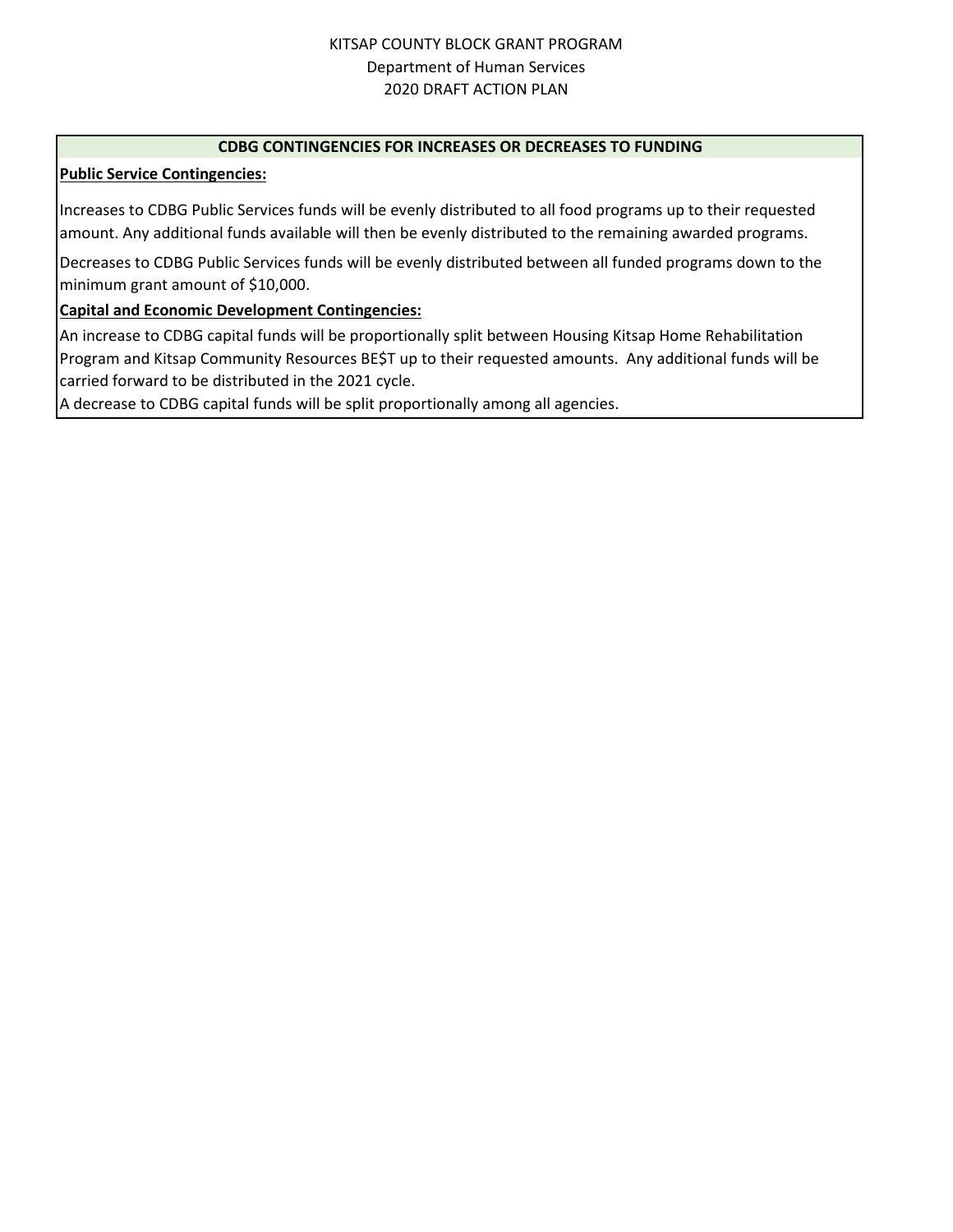KITSAP COUNTY BLOCK GRANT PROGRAM
Department of Human Services
2020 DRAFT ACTION PLAN

## CDBG CONTINGENCIES FOR INCREASES OR DECREASES TO FUNDING

**Public Service Contingencies:**

Increases to CDBG Public Services funds will be evenly distributed to all food programs up to their requested amount. Any additional funds available will then be evenly distributed to the remaining awarded programs.

Decreases to CDBG Public Services funds will be evenly distributed between all funded programs down to the minimum grant amount of $10,000.

**Capital and Economic Development Contingencies:**

An increase to CDBG capital funds will be proportionally split between Housing Kitsap Home Rehabilitation Program and Kitsap Community Resources BE$T up to their requested amounts. Any additional funds will be carried forward to be distributed in the 2021 cycle.

A decrease to CDBG capital funds will be split proportionally among all agencies.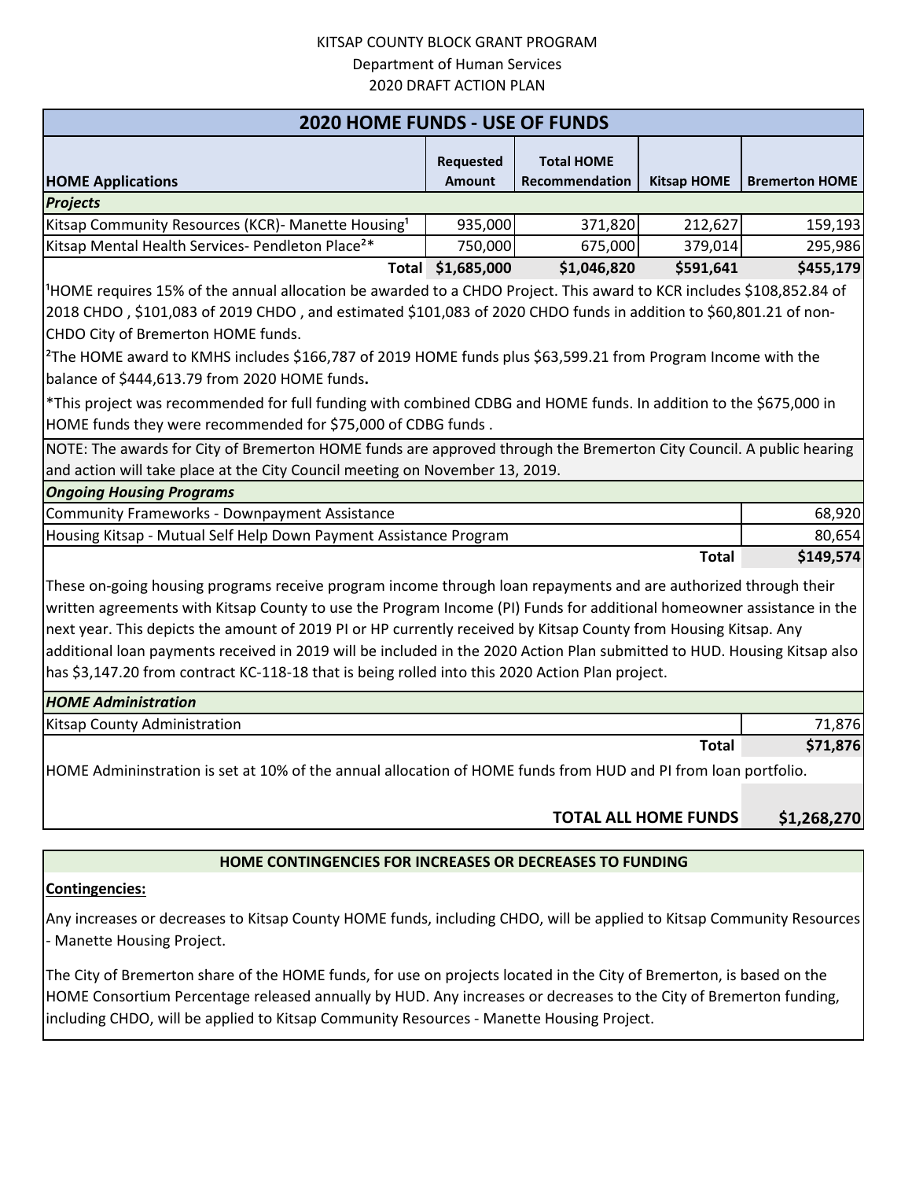KITSAP COUNTY BLOCK GRANT PROGRAM

Department of Human Services

2020 DRAFT ACTION PLAN

## 2020 HOME FUNDS - USE OF FUNDS

| HOME Applications | Requested Amount | Total HOME Recommendation | Kitsap HOME | Bremerton HOME |
|---|---|---|---|---|
| ***Projects*** | | | | |
| Kitsap Community Resources (KCR)- Manette Housing[1] | 935,000 | 371,820 | 212,627 | 159,193 |
| Kitsap Mental Health Services- Pendleton Place[2]* | 750,000 | 675,000 | 379,014 | 295,986 |
| **Total** | **$1,685,000** | **$1,046,820** | **$591,641** | **$455,179** |

[1]HOME requires 15% of the annual allocation be awarded to a CHDO Project. This award to KCR includes $108,852.84 of 2018 CHDO , $101,083 of 2019 CHDO , and estimated $101,083 of 2020 CHDO funds in addition to $60,801.21 of non-CHDO City of Bremerton HOME funds.

[2]The HOME award to KMHS includes $166,787 of 2019 HOME funds plus $63,599.21 from Program Income with the balance of $444,613.79 from 2020 HOME funds**.**

*This project was recommended for full funding with combined CDBG and HOME funds. In addition to the $675,000 in HOME funds they were recommended for $75,000 of CDBG funds .

NOTE: The awards for City of Bremerton HOME funds are approved through the Bremerton City Council. A public hearing and action will take place at the City Council meeting on November 13, 2019.

| ***Ongoing Housing Programs*** | |
|---|---|
| Community Frameworks - Downpayment Assistance | 68,920 |
| Housing Kitsap - Mutual Self Help Down Payment Assistance Program | 80,654 |
| **Total** | **$149,574** |

These on-going housing programs receive program income through loan repayments and are authorized through their written agreements with Kitsap County to use the Program Income (PI) Funds for additional homeowner assistance in the next year. This depicts the amount of 2019 PI or HP currently received by Kitsap County from Housing Kitsap. Any additional loan payments received in 2019 will be included in the 2020 Action Plan submitted to HUD. Housing Kitsap also has $3,147.20 from contract KC-118-18 that is being rolled into this 2020 Action Plan project.

| ***HOME Administration*** | |
|---|---|
| Kitsap County Administration | 71,876 |
| **Total** | **$71,876** |

HOME Admininstration is set at 10% of the annual allocation of HOME funds from HUD and PI from loan portfolio.

**TOTAL ALL HOME FUNDS** **$1,268,270**

### HOME CONTINGENCIES FOR INCREASES OR DECREASES TO FUNDING

**Contingencies:**

Any increases or decreases to Kitsap County HOME funds, including CHDO, will be applied to Kitsap Community Resources - Manette Housing Project.

The City of Bremerton share of the HOME funds, for use on projects located in the City of Bremerton, is based on the HOME Consortium Percentage released annually by HUD. Any increases or decreases to the City of Bremerton funding, including CHDO, will be applied to Kitsap Community Resources - Manette Housing Project.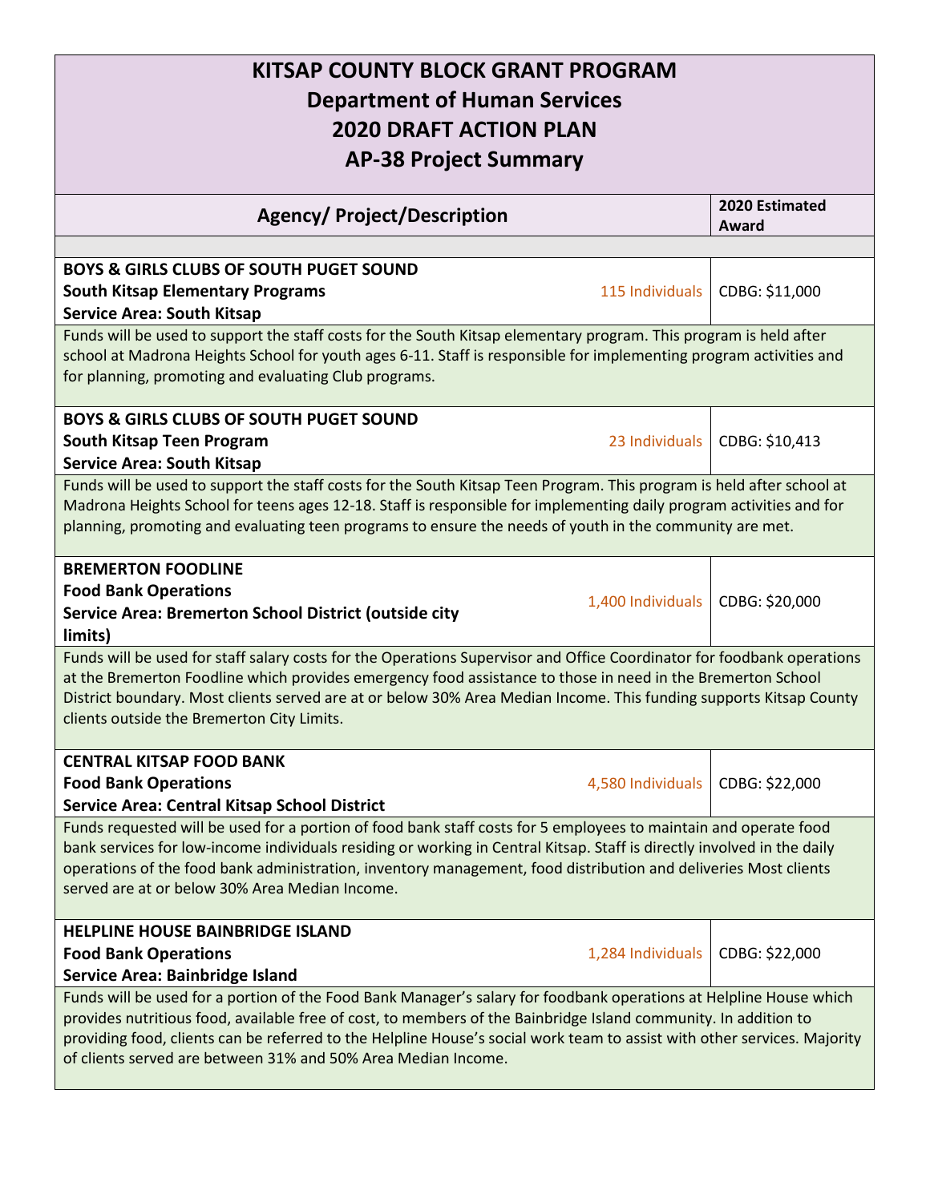# KITSAP COUNTY BLOCK GRANT PROGRAM
## Department of Human Services
## 2020 DRAFT ACTION PLAN
## AP-38 Project Summary

| Agency/ Project/Description | | 2020 Estimated Award |
|---|---|---|
| **BOYS & GIRLS CLUBS OF SOUTH PUGET SOUND**<br>**South Kitsap Elementary Programs**<br>**Service Area: South Kitsap** | 115 Individuals | CDBG: $11,000 |
| Funds will be used to support the staff costs for the South Kitsap elementary program. This program is held after school at Madrona Heights School for youth ages 6-11. Staff is responsible for implementing program activities and for planning, promoting and evaluating Club programs. | | |
| **BOYS & GIRLS CLUBS OF SOUTH PUGET SOUND**<br>**South Kitsap Teen Program**<br>**Service Area: South Kitsap** | 23 Individuals | CDBG: $10,413 |
| Funds will be used to support the staff costs for the South Kitsap Teen Program. This program is held after school at Madrona Heights School for teens ages 12-18. Staff is responsible for implementing daily program activities and for planning, promoting and evaluating teen programs to ensure the needs of youth in the community are met. | | |
| **BREMERTON FOODLINE**<br>**Food Bank Operations**<br>**Service Area: Bremerton School District (outside city limits)** | 1,400 Individuals | CDBG: $20,000 |
| Funds will be used for staff salary costs for the Operations Supervisor and Office Coordinator for foodbank operations at the Bremerton Foodline which provides emergency food assistance to those in need in the Bremerton School District boundary. Most clients served are at or below 30% Area Median Income. This funding supports Kitsap County clients outside the Bremerton City Limits. | | |
| **CENTRAL KITSAP FOOD BANK**<br>**Food Bank Operations**<br>**Service Area: Central Kitsap School District** | 4,580 Individuals | CDBG: $22,000 |
| Funds requested will be used for a portion of food bank staff costs for 5 employees to maintain and operate food bank services for low-income individuals residing or working in Central Kitsap. Staff is directly involved in the daily operations of the food bank administration, inventory management, food distribution and deliveries Most clients served are at or below 30% Area Median Income. | | |
| **HELPLINE HOUSE BAINBRIDGE ISLAND**<br>**Food Bank Operations**<br>**Service Area: Bainbridge Island** | 1,284 Individuals | CDBG: $22,000 |
| Funds will be used for a portion of the Food Bank Manager's salary for foodbank operations at Helpline House which provides nutritious food, available free of cost, to members of the Bainbridge Island community. In addition to providing food, clients can be referred to the Helpline House's social work team to assist with other services. Majority of clients served are between 31% and 50% Area Median Income. | | |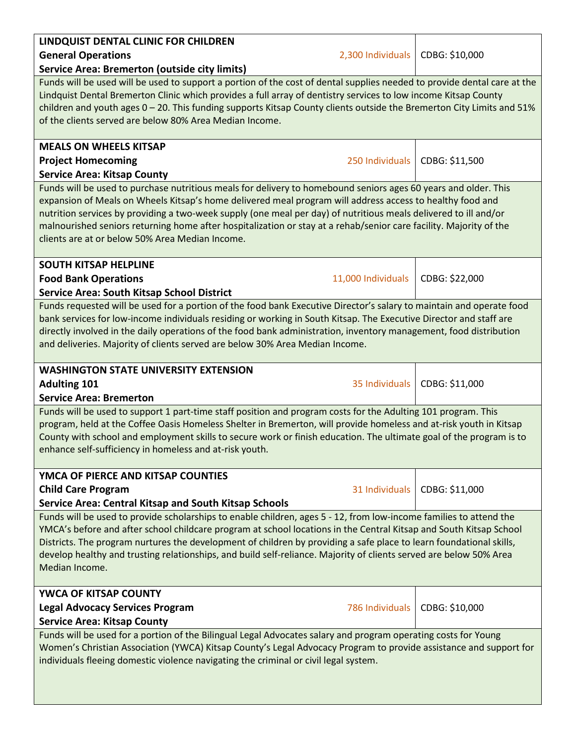| **LINDQUIST DENTAL CLINIC FOR CHILDREN**<br>**General Operations**<br>**Service Area: Bremerton (outside city limits)** | 2,300 Individuals | CDBG: $10,000 |
|---|---|---|
| Funds will be used will be used to support a portion of the cost of dental supplies needed to provide dental care at the Lindquist Dental Bremerton Clinic which provides a full array of dentistry services to low income Kitsap County children and youth ages 0 – 20. This funding supports Kitsap County clients outside the Bremerton City Limits and 51% of the clients served are below 80% Area Median Income. | | |
| **MEALS ON WHEELS KITSAP**<br>**Project Homecoming**<br>**Service Area: Kitsap County** | 250 Individuals | CDBG: $11,500 |
| Funds will be used to purchase nutritious meals for delivery to homebound seniors ages 60 years and older. This expansion of Meals on Wheels Kitsap's home delivered meal program will address access to healthy food and nutrition services by providing a two-week supply (one meal per day) of nutritious meals delivered to ill and/or malnourished seniors returning home after hospitalization or stay at a rehab/senior care facility. Majority of the clients are at or below 50% Area Median Income. | | |
| **SOUTH KITSAP HELPLINE**<br>**Food Bank Operations**<br>**Service Area: South Kitsap School District** | 11,000 Individuals | CDBG: $22,000 |
| Funds requested will be used for a portion of the food bank Executive Director's salary to maintain and operate food bank services for low-income individuals residing or working in South Kitsap. The Executive Director and staff are directly involved in the daily operations of the food bank administration, inventory management, food distribution and deliveries. Majority of clients served are below 30% Area Median Income. | | |
| **WASHINGTON STATE UNIVERSITY EXTENSION**<br>**Adulting 101**<br>**Service Area: Bremerton** | 35 Individuals | CDBG: $11,000 |
| Funds will be used to support 1 part-time staff position and program costs for the Adulting 101 program. This program, held at the Coffee Oasis Homeless Shelter in Bremerton, will provide homeless and at-risk youth in Kitsap County with school and employment skills to secure work or finish education. The ultimate goal of the program is to enhance self-sufficiency in homeless and at-risk youth. | | |
| **YMCA OF PIERCE AND KITSAP COUNTIES**<br>**Child Care Program**<br>**Service Area: Central Kitsap and South Kitsap Schools** | 31 Individuals | CDBG: $11,000 |
| Funds will be used to provide scholarships to enable children, ages 5 - 12, from low-income families to attend the YMCA's before and after school childcare program at school locations in the Central Kitsap and South Kitsap School Districts. The program nurtures the development of children by providing a safe place to learn foundational skills, develop healthy and trusting relationships, and build self-reliance. Majority of clients served are below 50% Area Median Income. | | |
| **YWCA OF KITSAP COUNTY**<br>**Legal Advocacy Services Program**<br>**Service Area: Kitsap County** | 786 Individuals | CDBG: $10,000 |
| Funds will be used for a portion of the Bilingual Legal Advocates salary and program operating costs for Young Women's Christian Association (YWCA) Kitsap County's Legal Advocacy Program to provide assistance and support for individuals fleeing domestic violence navigating the criminal or civil legal system. | | |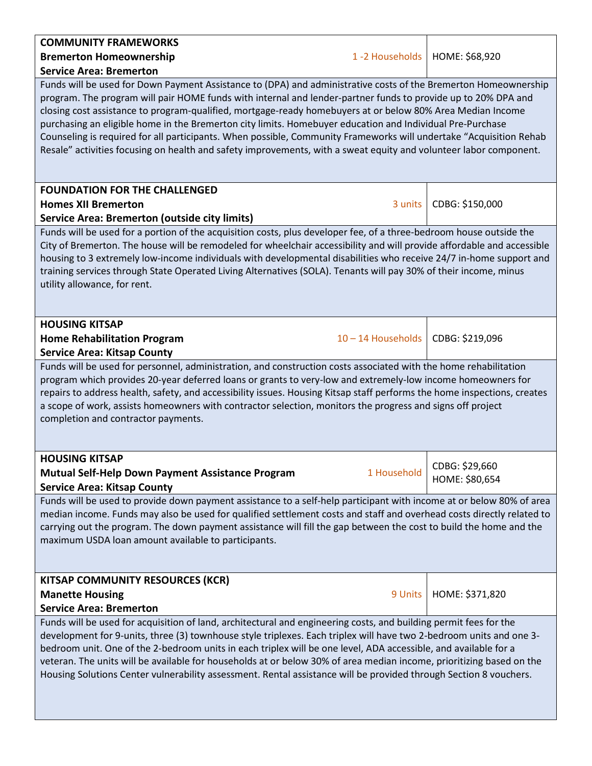| **COMMUNITY FRAMEWORKS**<br>**Bremerton Homeownership**<br>**Service Area: Bremerton** | 1 -2 Households | HOME: $68,920 |
|---|---|---|
| Funds will be used for Down Payment Assistance to (DPA) and administrative costs of the Bremerton Homeownership program. The program will pair HOME funds with internal and lender-partner funds to provide up to 20% DPA and closing cost assistance to program-qualified, mortgage-ready homebuyers at or below 80% Area Median Income purchasing an eligible home in the Bremerton city limits. Homebuyer education and Individual Pre-Purchase Counseling is required for all participants. When possible, Community Frameworks will undertake "Acquisition Rehab Resale" activities focusing on health and safety improvements, with a sweat equity and volunteer labor component. | | |

| **FOUNDATION FOR THE CHALLENGED**<br>**Homes XII Bremerton**<br>**Service Area: Bremerton (outside city limits)** | 3 units | CDBG: $150,000 |
|---|---|---|
| Funds will be used for a portion of the acquisition costs, plus developer fee, of a three-bedroom house outside the City of Bremerton. The house will be remodeled for wheelchair accessibility and will provide affordable and accessible housing to 3 extremely low-income individuals with developmental disabilities who receive 24/7 in-home support and training services through State Operated Living Alternatives (SOLA). Tenants will pay 30% of their income, minus utility allowance, for rent. | | |

| **HOUSING KITSAP**<br>**Home Rehabilitation Program**<br>**Service Area: Kitsap County** | 10 – 14 Households | CDBG: $219,096 |
|---|---|---|
| Funds will be used for personnel, administration, and construction costs associated with the home rehabilitation program which provides 20-year deferred loans or grants to very-low and extremely-low income homeowners for repairs to address health, safety, and accessibility issues. Housing Kitsap staff performs the home inspections, creates a scope of work, assists homeowners with contractor selection, monitors the progress and signs off project completion and contractor payments. | | |

| **HOUSING KITSAP**<br>**Mutual Self-Help Down Payment Assistance Program**<br>**Service Area: Kitsap County** | 1 Household | CDBG: $29,660<br>HOME: $80,654 |
|---|---|---|
| Funds will be used to provide down payment assistance to a self-help participant with income at or below 80% of area median income. Funds may also be used for qualified settlement costs and staff and overhead costs directly related to carrying out the program. The down payment assistance will fill the gap between the cost to build the home and the maximum USDA loan amount available to participants. | | |

| **KITSAP COMMUNITY RESOURCES (KCR)**<br>**Manette Housing**<br>**Service Area: Bremerton** | 9 Units | HOME: $371,820 |
|---|---|---|
| Funds will be used for acquisition of land, architectural and engineering costs, and building permit fees for the development for 9-units, three (3) townhouse style triplexes. Each triplex will have two 2-bedroom units and one 3-bedroom unit. One of the 2-bedroom units in each triplex will be one level, ADA accessible, and available for a veteran. The units will be available for households at or below 30% of area median income, prioritizing based on the Housing Solutions Center vulnerability assessment. Rental assistance will be provided through Section 8 vouchers. | | |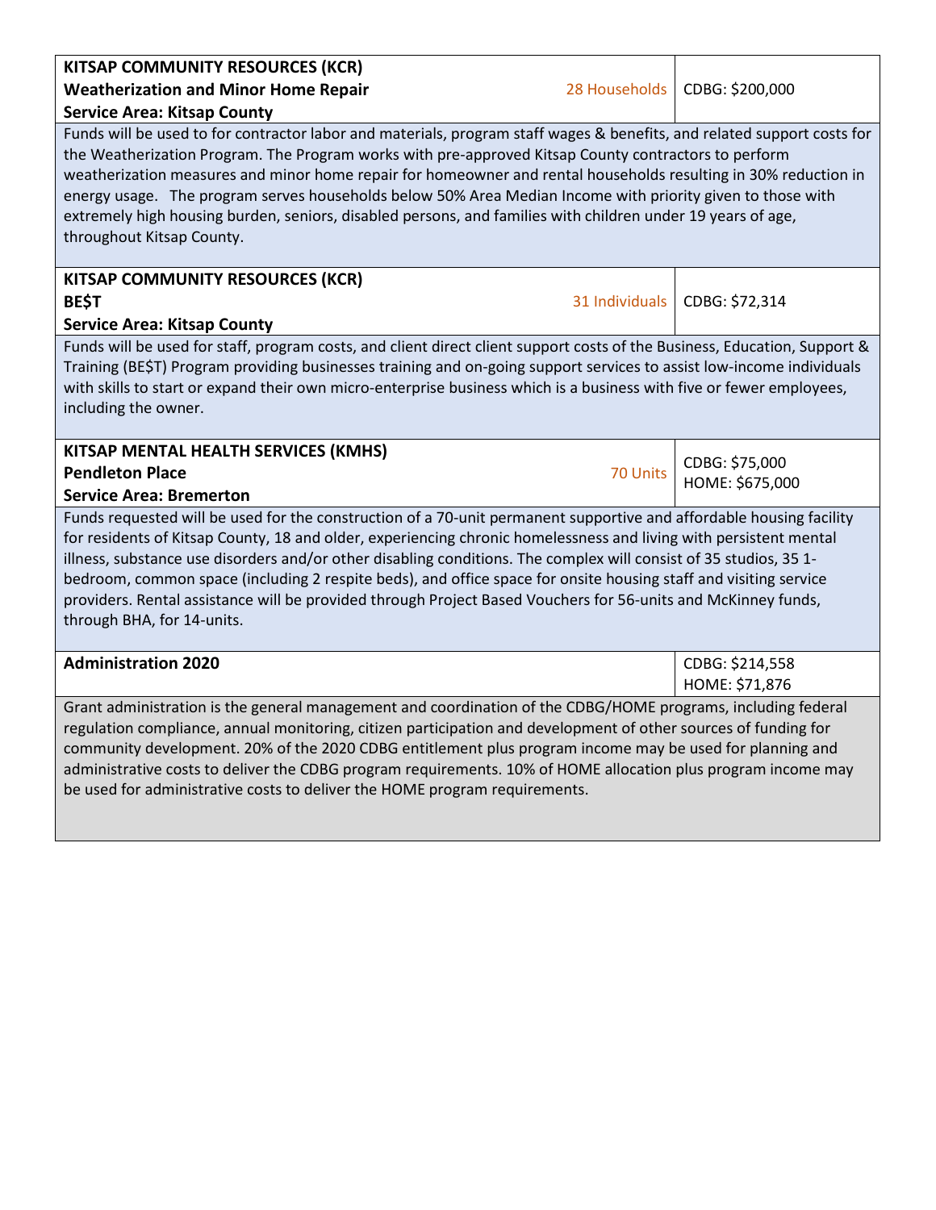| | | |
|---|---|---|
| **KITSAP COMMUNITY RESOURCES (KCR)**<br>**Weatherization and Minor Home Repair**<br>**Service Area: Kitsap County** | 28 Households | CDBG: $200,000 |

Funds will be used to for contractor labor and materials, program staff wages & benefits, and related support costs for the Weatherization Program. The Program works with pre-approved Kitsap County contractors to perform weatherization measures and minor home repair for homeowner and rental households resulting in 30% reduction in energy usage. The program serves households below 50% Area Median Income with priority given to those with extremely high housing burden, seniors, disabled persons, and families with children under 19 years of age, throughout Kitsap County.

| | | |
|---|---|---|
| **KITSAP COMMUNITY RESOURCES (KCR)**<br>**BE$T**<br>**Service Area: Kitsap County** | 31 Individuals | CDBG: $72,314 |

Funds will be used for staff, program costs, and client direct client support costs of the Business, Education, Support & Training (BE$T) Program providing businesses training and on-going support services to assist low-income individuals with skills to start or expand their own micro-enterprise business which is a business with five or fewer employees, including the owner.

| | | |
|---|---|---|
| **KITSAP MENTAL HEALTH SERVICES (KMHS)**<br>**Pendleton Place**<br>**Service Area: Bremerton** | 70 Units | CDBG: $75,000<br>HOME: $675,000 |

Funds requested will be used for the construction of a 70-unit permanent supportive and affordable housing facility for residents of Kitsap County, 18 and older, experiencing chronic homelessness and living with persistent mental illness, substance use disorders and/or other disabling conditions. The complex will consist of 35 studios, 35 1-bedroom, common space (including 2 respite beds), and office space for onsite housing staff and visiting service providers. Rental assistance will be provided through Project Based Vouchers for 56-units and McKinney funds, through BHA, for 14-units.

| | |
|---|---|
| **Administration 2020** | CDBG: $214,558<br>HOME: $71,876 |

Grant administration is the general management and coordination of the CDBG/HOME programs, including federal regulation compliance, annual monitoring, citizen participation and development of other sources of funding for community development. 20% of the 2020 CDBG entitlement plus program income may be used for planning and administrative costs to deliver the CDBG program requirements. 10% of HOME allocation plus program income may be used for administrative costs to deliver the HOME program requirements.